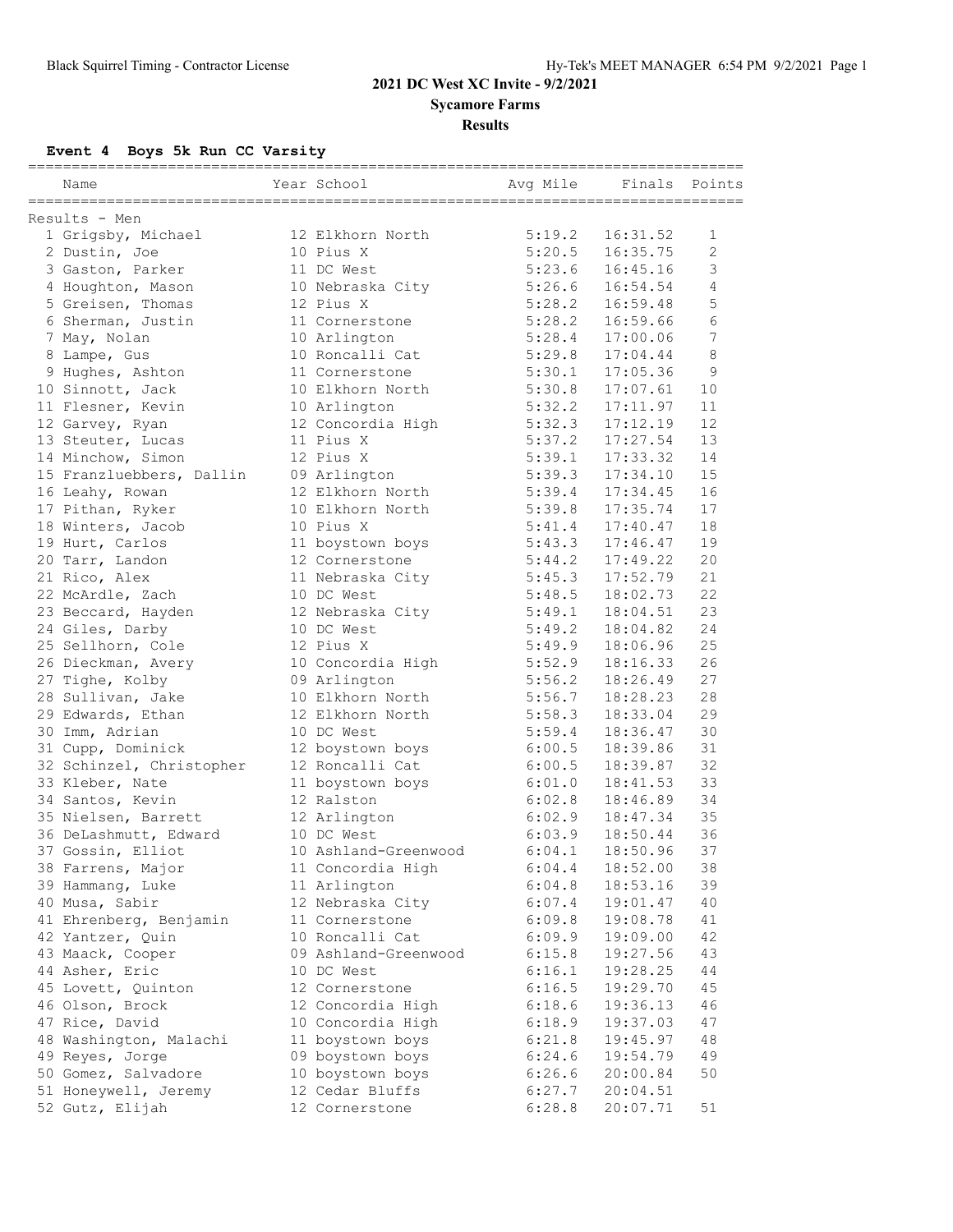# 2021 DC West XC Invite - 9/2/2021

## Sycamore Farms

### Results

**Event 4 Boys 5k Run CC Varsity**

| Name | Year | School | Avg Mile | Finals | Points |
|---|---|---|---|---|---|
| **Results - Men** | | | | | |
| 1 Grigsby, Michael | 12 | Elkhorn North | 5:19.2 | 16:31.52 | 1 |
| 2 Dustin, Joe | 10 | Pius X | 5:20.5 | 16:35.75 | 2 |
| 3 Gaston, Parker | 11 | DC West | 5:23.6 | 16:45.16 | 3 |
| 4 Houghton, Mason | 10 | Nebraska City | 5:26.6 | 16:54.54 | 4 |
| 5 Greisen, Thomas | 12 | Pius X | 5:28.2 | 16:59.48 | 5 |
| 6 Sherman, Justin | 11 | Cornerstone | 5:28.2 | 16:59.66 | 6 |
| 7 May, Nolan | 10 | Arlington | 5:28.4 | 17:00.06 | 7 |
| 8 Lampe, Gus | 10 | Roncalli Cat | 5:29.8 | 17:04.44 | 8 |
| 9 Hughes, Ashton | 11 | Cornerstone | 5:30.1 | 17:05.36 | 9 |
| 10 Sinnott, Jack | 10 | Elkhorn North | 5:30.8 | 17:07.61 | 10 |
| 11 Flesner, Kevin | 10 | Arlington | 5:32.2 | 17:11.97 | 11 |
| 12 Garvey, Ryan | 12 | Concordia High | 5:32.3 | 17:12.19 | 12 |
| 13 Steuter, Lucas | 11 | Pius X | 5:37.2 | 17:27.54 | 13 |
| 14 Minchow, Simon | 12 | Pius X | 5:39.1 | 17:33.32 | 14 |
| 15 Franzluebbers, Dallin | 09 | Arlington | 5:39.3 | 17:34.10 | 15 |
| 16 Leahy, Rowan | 12 | Elkhorn North | 5:39.4 | 17:34.45 | 16 |
| 17 Pithan, Ryker | 10 | Elkhorn North | 5:39.8 | 17:35.74 | 17 |
| 18 Winters, Jacob | 10 | Pius X | 5:41.4 | 17:40.47 | 18 |
| 19 Hurt, Carlos | 11 | boystown boys | 5:43.3 | 17:46.47 | 19 |
| 20 Tarr, Landon | 12 | Cornerstone | 5:44.2 | 17:49.22 | 20 |
| 21 Rico, Alex | 11 | Nebraska City | 5:45.3 | 17:52.79 | 21 |
| 22 McArdle, Zach | 10 | DC West | 5:48.5 | 18:02.73 | 22 |
| 23 Beccard, Hayden | 12 | Nebraska City | 5:49.1 | 18:04.51 | 23 |
| 24 Giles, Darby | 10 | DC West | 5:49.2 | 18:04.82 | 24 |
| 25 Sellhorn, Cole | 12 | Pius X | 5:49.9 | 18:06.96 | 25 |
| 26 Dieckman, Avery | 10 | Concordia High | 5:52.9 | 18:16.33 | 26 |
| 27 Tighe, Kolby | 09 | Arlington | 5:56.2 | 18:26.49 | 27 |
| 28 Sullivan, Jake | 10 | Elkhorn North | 5:56.7 | 18:28.23 | 28 |
| 29 Edwards, Ethan | 12 | Elkhorn North | 5:58.3 | 18:33.04 | 29 |
| 30 Imm, Adrian | 10 | DC West | 5:59.4 | 18:36.47 | 30 |
| 31 Cupp, Dominick | 12 | boystown boys | 6:00.5 | 18:39.86 | 31 |
| 32 Schinzel, Christopher | 12 | Roncalli Cat | 6:00.5 | 18:39.87 | 32 |
| 33 Kleber, Nate | 11 | boystown boys | 6:01.0 | 18:41.53 | 33 |
| 34 Santos, Kevin | 12 | Ralston | 6:02.8 | 18:46.89 | 34 |
| 35 Nielsen, Barrett | 12 | Arlington | 6:02.9 | 18:47.34 | 35 |
| 36 DeLashmutt, Edward | 10 | DC West | 6:03.9 | 18:50.44 | 36 |
| 37 Gossin, Elliot | 10 | Ashland-Greenwood | 6:04.1 | 18:50.96 | 37 |
| 38 Farrens, Major | 11 | Concordia High | 6:04.4 | 18:52.00 | 38 |
| 39 Hammang, Luke | 11 | Arlington | 6:04.8 | 18:53.16 | 39 |
| 40 Musa, Sabir | 12 | Nebraska City | 6:07.4 | 19:01.47 | 40 |
| 41 Ehrenberg, Benjamin | 11 | Cornerstone | 6:09.8 | 19:08.78 | 41 |
| 42 Yantzer, Quin | 10 | Roncalli Cat | 6:09.9 | 19:09.00 | 42 |
| 43 Maack, Cooper | 09 | Ashland-Greenwood | 6:15.8 | 19:27.56 | 43 |
| 44 Asher, Eric | 10 | DC West | 6:16.1 | 19:28.25 | 44 |
| 45 Lovett, Quinton | 12 | Cornerstone | 6:16.5 | 19:29.70 | 45 |
| 46 Olson, Brock | 12 | Concordia High | 6:18.6 | 19:36.13 | 46 |
| 47 Rice, David | 10 | Concordia High | 6:18.9 | 19:37.03 | 47 |
| 48 Washington, Malachi | 11 | boystown boys | 6:21.8 | 19:45.97 | 48 |
| 49 Reyes, Jorge | 09 | boystown boys | 6:24.6 | 19:54.79 | 49 |
| 50 Gomez, Salvadore | 10 | boystown boys | 6:26.6 | 20:00.84 | 50 |
| 51 Honeywell, Jeremy | 12 | Cedar Bluffs | 6:27.7 | 20:04.51 | |
| 52 Gutz, Elijah | 12 | Cornerstone | 6:28.8 | 20:07.71 | 51 |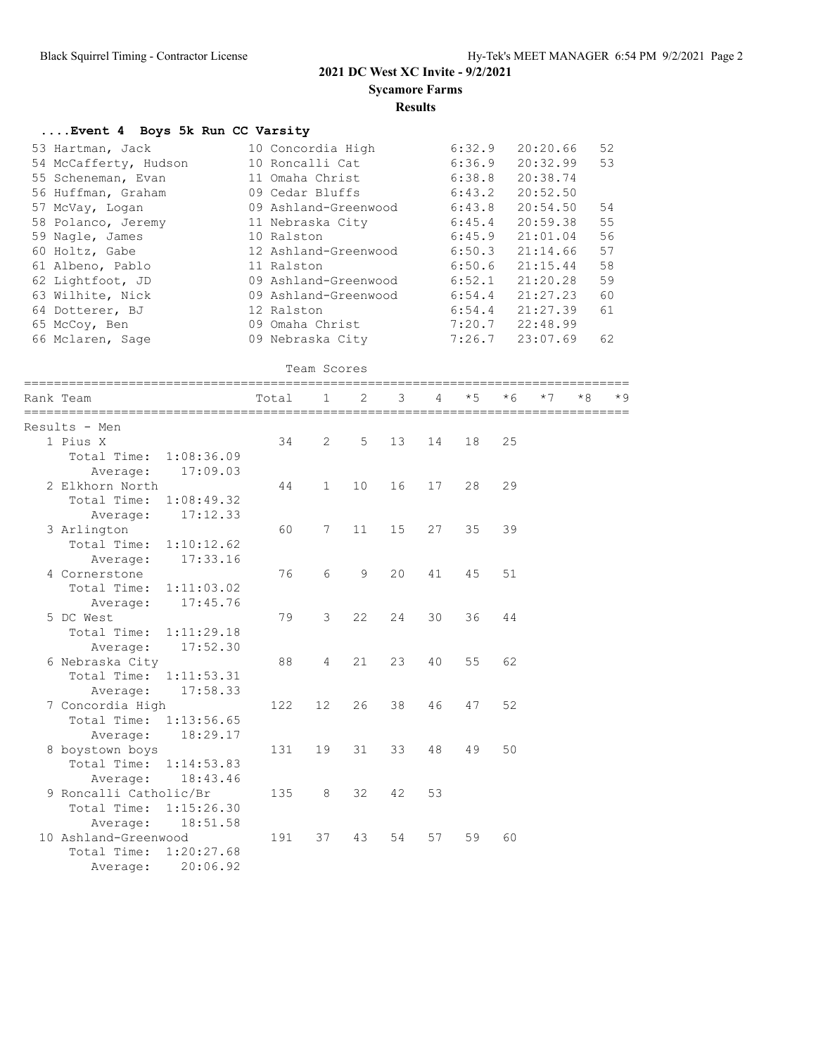## 2021 DC West XC Invite - 9/2/2021

### Sycamore Farms

### Results

#### ....Event 4 Boys 5k Run CC Varsity

| Place | Name | Yr | School | Pace | Time | Points |
|---|---|---|---|---|---|---|
| 53 | Hartman, Jack | 10 | Concordia High | 6:32.9 | 20:20.66 | 52 |
| 54 | McCafferty, Hudson | 10 | Roncalli Cat | 6:36.9 | 20:32.99 | 53 |
| 55 | Scheneman, Evan | 11 | Omaha Christ | 6:38.8 | 20:38.74 | |
| 56 | Huffman, Graham | 09 | Cedar Bluffs | 6:43.2 | 20:52.50 | |
| 57 | McVay, Logan | 09 | Ashland-Greenwood | 6:43.8 | 20:54.50 | 54 |
| 58 | Polanco, Jeremy | 11 | Nebraska City | 6:45.4 | 20:59.38 | 55 |
| 59 | Nagle, James | 10 | Ralston | 6:45.9 | 21:01.04 | 56 |
| 60 | Holtz, Gabe | 12 | Ashland-Greenwood | 6:50.3 | 21:14.66 | 57 |
| 61 | Albeno, Pablo | 11 | Ralston | 6:50.6 | 21:15.44 | 58 |
| 62 | Lightfoot, JD | 09 | Ashland-Greenwood | 6:52.1 | 21:20.28 | 59 |
| 63 | Wilhite, Nick | 09 | Ashland-Greenwood | 6:54.4 | 21:27.23 | 60 |
| 64 | Dotterer, BJ | 12 | Ralston | 6:54.4 | 21:27.39 | 61 |
| 65 | McCoy, Ben | 09 | Omaha Christ | 7:20.7 | 22:48.99 | |
| 66 | Mclaren, Sage | 09 | Nebraska City | 7:26.7 | 23:07.69 | 62 |

Team Scores

| Rank | Team | Total | 1 | 2 | 3 | 4 | *5 | *6 | *7 | *8 | *9 |
|---|---|---|---|---|---|---|---|---|---|---|---|
| Results - Men | | | | | | | | | | | |
| 1 | Pius X | 34 | 2 | 5 | 13 | 14 | 18 | 25 | | | |
| | Total Time: 1:08:36.09 | | | | | | | | | | |
| | Average: 17:09.03 | | | | | | | | | | |
| 2 | Elkhorn North | 44 | 1 | 10 | 16 | 17 | 28 | 29 | | | |
| | Total Time: 1:08:49.32 | | | | | | | | | | |
| | Average: 17:12.33 | | | | | | | | | | |
| 3 | Arlington | 60 | 7 | 11 | 15 | 27 | 35 | 39 | | | |
| | Total Time: 1:10:12.62 | | | | | | | | | | |
| | Average: 17:33.16 | | | | | | | | | | |
| 4 | Cornerstone | 76 | 6 | 9 | 20 | 41 | 45 | 51 | | | |
| | Total Time: 1:11:03.02 | | | | | | | | | | |
| | Average: 17:45.76 | | | | | | | | | | |
| 5 | DC West | 79 | 3 | 22 | 24 | 30 | 36 | 44 | | | |
| | Total Time: 1:11:29.18 | | | | | | | | | | |
| | Average: 17:52.30 | | | | | | | | | | |
| 6 | Nebraska City | 88 | 4 | 21 | 23 | 40 | 55 | 62 | | | |
| | Total Time: 1:11:53.31 | | | | | | | | | | |
| | Average: 17:58.33 | | | | | | | | | | |
| 7 | Concordia High | 122 | 12 | 26 | 38 | 46 | 47 | 52 | | | |
| | Total Time: 1:13:56.65 | | | | | | | | | | |
| | Average: 18:29.17 | | | | | | | | | | |
| 8 | boystown boys | 131 | 19 | 31 | 33 | 48 | 49 | 50 | | | |
| | Total Time: 1:14:53.83 | | | | | | | | | | |
| | Average: 18:43.46 | | | | | | | | | | |
| 9 | Roncalli Catholic/Br | 135 | 8 | 32 | 42 | 53 | | | | | |
| | Total Time: 1:15:26.30 | | | | | | | | | | |
| | Average: 18:51.58 | | | | | | | | | | |
| 10 | Ashland-Greenwood | 191 | 37 | 43 | 54 | 57 | 59 | 60 | | | |
| | Total Time: 1:20:27.68 | | | | | | | | | | |
| | Average: 20:06.92 | | | | | | | | | | |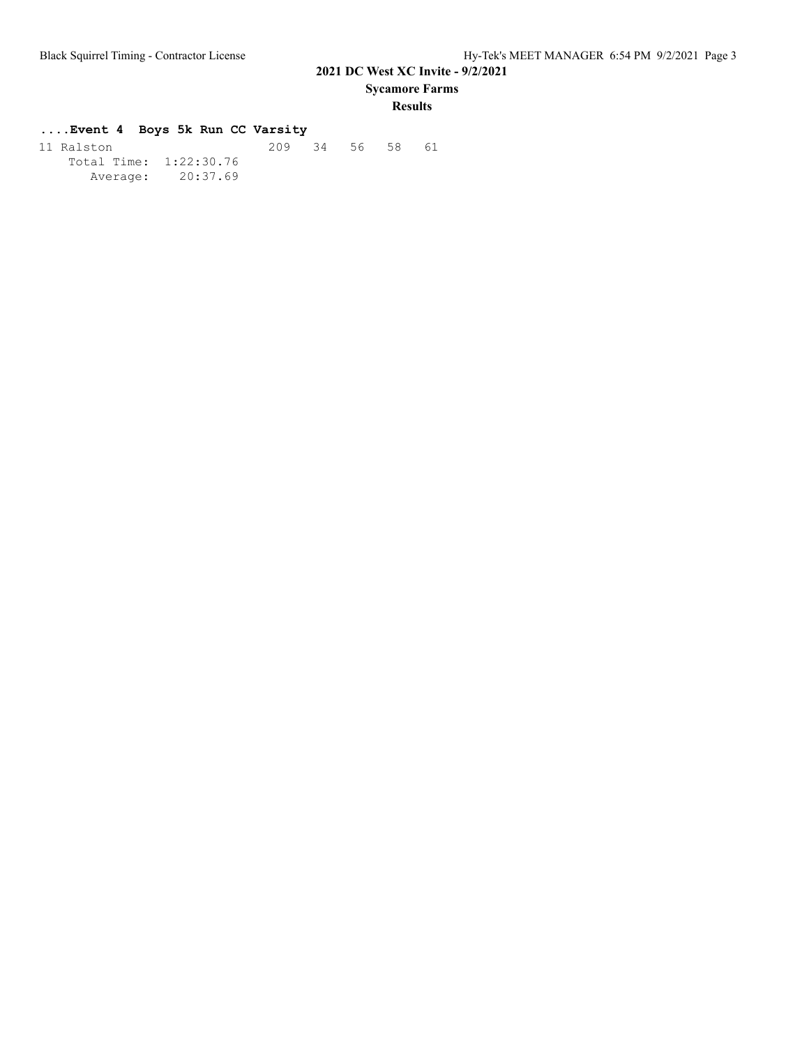## ....Event 4 Boys 5k Run CC Varsity

```
11 Ralston                   209   34   56   58   61
    Total Time:  1:22:30.76
       Average:     20:37.69
```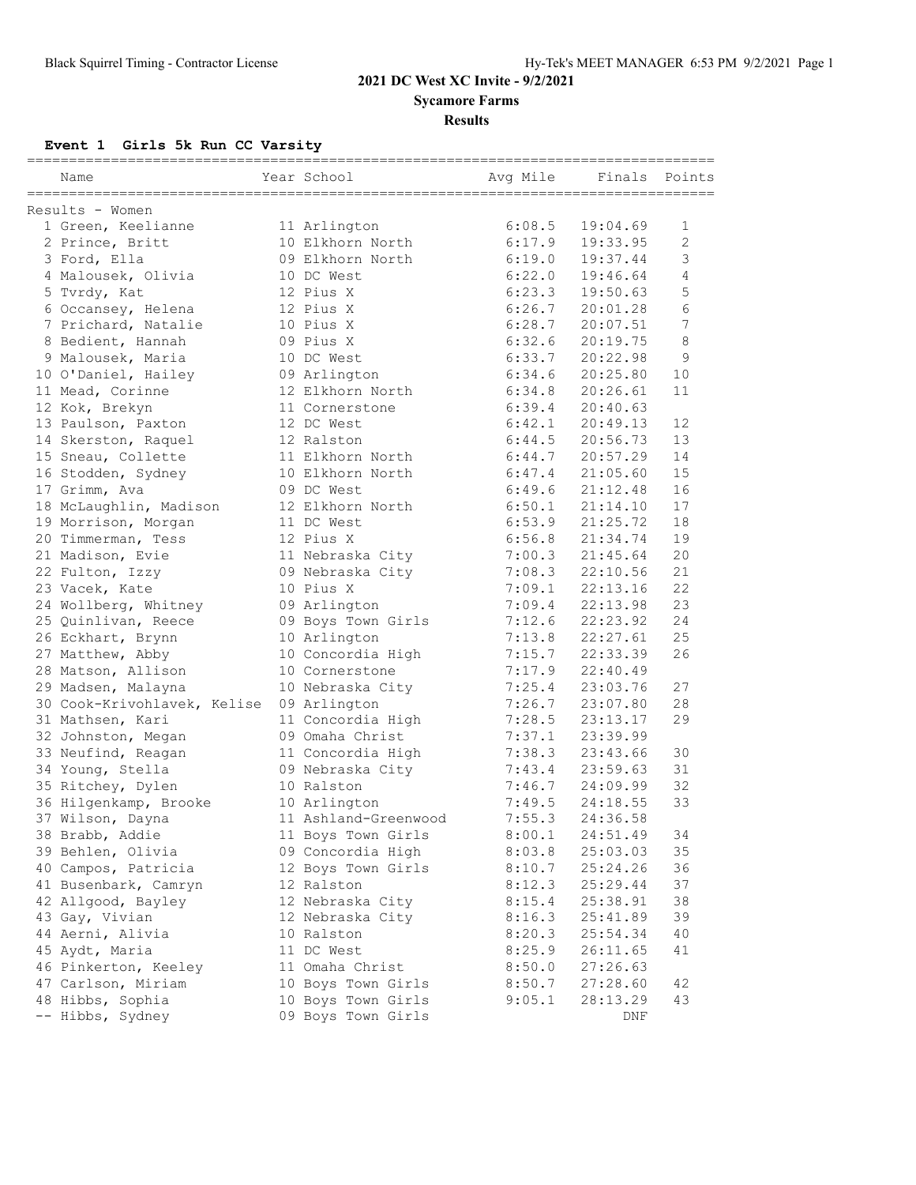# 2021 DC West XC Invite - 9/2/2021

## Sycamore Farms

## Results

### Event 1 Girls 5k Run CC Varsity

Results - Women

| Place | Name | Year | School | Avg Mile | Finals | Points |
|---|---|---|---|---|---|---|
| 1 | Green, Keelianne | 11 | Arlington | 6:08.5 | 19:04.69 | 1 |
| 2 | Prince, Britt | 10 | Elkhorn North | 6:17.9 | 19:33.95 | 2 |
| 3 | Ford, Ella | 09 | Elkhorn North | 6:19.0 | 19:37.44 | 3 |
| 4 | Malousek, Olivia | 10 | DC West | 6:22.0 | 19:46.64 | 4 |
| 5 | Tvrdy, Kat | 12 | Pius X | 6:23.3 | 19:50.63 | 5 |
| 6 | Occansey, Helena | 12 | Pius X | 6:26.7 | 20:01.28 | 6 |
| 7 | Prichard, Natalie | 10 | Pius X | 6:28.7 | 20:07.51 | 7 |
| 8 | Bedient, Hannah | 09 | Pius X | 6:32.6 | 20:19.75 | 8 |
| 9 | Malousek, Maria | 10 | DC West | 6:33.7 | 20:22.98 | 9 |
| 10 | O'Daniel, Hailey | 09 | Arlington | 6:34.6 | 20:25.80 | 10 |
| 11 | Mead, Corinne | 12 | Elkhorn North | 6:34.8 | 20:26.61 | 11 |
| 12 | Kok, Brekyn | 11 | Cornerstone | 6:39.4 | 20:40.63 | |
| 13 | Paulson, Paxton | 12 | DC West | 6:42.1 | 20:49.13 | 12 |
| 14 | Skerston, Raquel | 12 | Ralston | 6:44.5 | 20:56.73 | 13 |
| 15 | Sneau, Collette | 11 | Elkhorn North | 6:44.7 | 20:57.29 | 14 |
| 16 | Stodden, Sydney | 10 | Elkhorn North | 6:47.4 | 21:05.60 | 15 |
| 17 | Grimm, Ava | 09 | DC West | 6:49.6 | 21:12.48 | 16 |
| 18 | McLaughlin, Madison | 12 | Elkhorn North | 6:50.1 | 21:14.10 | 17 |
| 19 | Morrison, Morgan | 11 | DC West | 6:53.9 | 21:25.72 | 18 |
| 20 | Timmerman, Tess | 12 | Pius X | 6:56.8 | 21:34.74 | 19 |
| 21 | Madison, Evie | 11 | Nebraska City | 7:00.3 | 21:45.64 | 20 |
| 22 | Fulton, Izzy | 09 | Nebraska City | 7:08.3 | 22:10.56 | 21 |
| 23 | Vacek, Kate | 10 | Pius X | 7:09.1 | 22:13.16 | 22 |
| 24 | Wollberg, Whitney | 09 | Arlington | 7:09.4 | 22:13.98 | 23 |
| 25 | Quinlivan, Reece | 09 | Boys Town Girls | 7:12.6 | 22:23.92 | 24 |
| 26 | Eckhart, Brynn | 10 | Arlington | 7:13.8 | 22:27.61 | 25 |
| 27 | Matthew, Abby | 10 | Concordia High | 7:15.7 | 22:33.39 | 26 |
| 28 | Matson, Allison | 10 | Cornerstone | 7:17.9 | 22:40.49 | |
| 29 | Madsen, Malayna | 10 | Nebraska City | 7:25.4 | 23:03.76 | 27 |
| 30 | Cook-Krivohlavek, Kelise | 09 | Arlington | 7:26.7 | 23:07.80 | 28 |
| 31 | Mathsen, Kari | 11 | Concordia High | 7:28.5 | 23:13.17 | 29 |
| 32 | Johnston, Megan | 09 | Omaha Christ | 7:37.1 | 23:39.99 | |
| 33 | Neufind, Reagan | 11 | Concordia High | 7:38.3 | 23:43.66 | 30 |
| 34 | Young, Stella | 09 | Nebraska City | 7:43.4 | 23:59.63 | 31 |
| 35 | Ritchey, Dylen | 10 | Ralston | 7:46.7 | 24:09.99 | 32 |
| 36 | Hilgenkamp, Brooke | 10 | Arlington | 7:49.5 | 24:18.55 | 33 |
| 37 | Wilson, Dayna | 11 | Ashland-Greenwood | 7:55.3 | 24:36.58 | |
| 38 | Brabb, Addie | 11 | Boys Town Girls | 8:00.1 | 24:51.49 | 34 |
| 39 | Behlen, Olivia | 09 | Concordia High | 8:03.8 | 25:03.03 | 35 |
| 40 | Campos, Patricia | 12 | Boys Town Girls | 8:10.7 | 25:24.26 | 36 |
| 41 | Busenbark, Camryn | 12 | Ralston | 8:12.3 | 25:29.44 | 37 |
| 42 | Allgood, Bayley | 12 | Nebraska City | 8:15.4 | 25:38.91 | 38 |
| 43 | Gay, Vivian | 12 | Nebraska City | 8:16.3 | 25:41.89 | 39 |
| 44 | Aerni, Alivia | 10 | Ralston | 8:20.3 | 25:54.34 | 40 |
| 45 | Aydt, Maria | 11 | DC West | 8:25.9 | 26:11.65 | 41 |
| 46 | Pinkerton, Keeley | 11 | Omaha Christ | 8:50.0 | 27:26.63 | |
| 47 | Carlson, Miriam | 10 | Boys Town Girls | 8:50.7 | 27:28.60 | 42 |
| 48 | Hibbs, Sophia | 10 | Boys Town Girls | 9:05.1 | 28:13.29 | 43 |
| -- | Hibbs, Sydney | 09 | Boys Town Girls | | DNF | |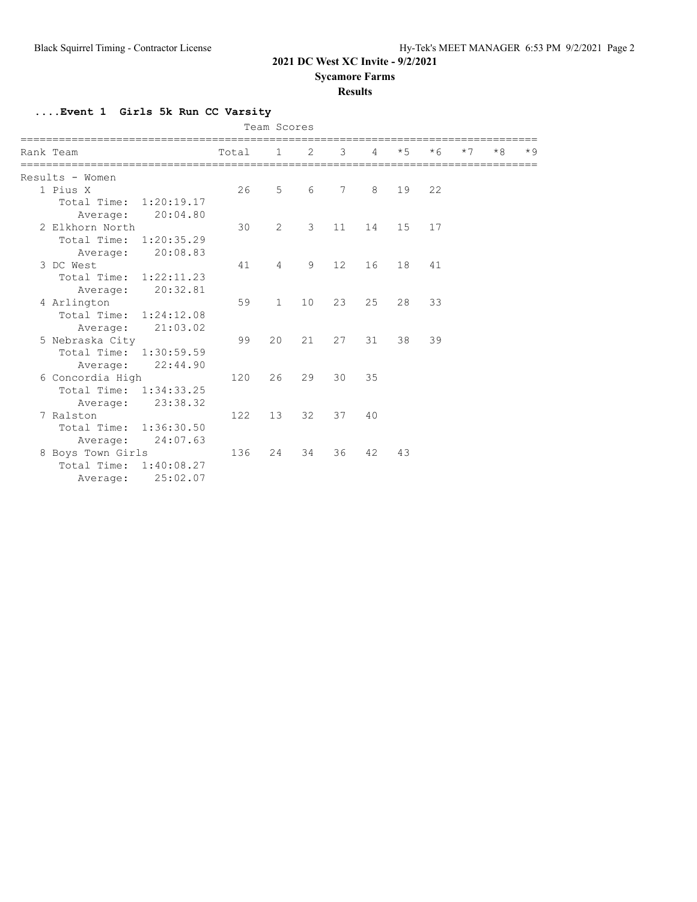## 2021 DC West XC Invite - 9/2/2021

### Sycamore Farms

### Results

#### ....Event 1 Girls 5k Run CC Varsity

Team Scores

| Rank | Team | Total | 1 | 2 | 3 | 4 | *5 | *6 | *7 | *8 | *9 |
|---|---|---|---|---|---|---|---|---|---|---|---|
| Results - Women | | | | | | | | | | | |
| 1 | Pius X | 26 | 5 | 6 | 7 | 8 | 19 | 22 | | | |
| | Total Time: 1:20:19.17 | | | | | | | | | | |
| | Average: 20:04.80 | | | | | | | | | | |
| 2 | Elkhorn North | 30 | 2 | 3 | 11 | 14 | 15 | 17 | | | |
| | Total Time: 1:20:35.29 | | | | | | | | | | |
| | Average: 20:08.83 | | | | | | | | | | |
| 3 | DC West | 41 | 4 | 9 | 12 | 16 | 18 | 41 | | | |
| | Total Time: 1:22:11.23 | | | | | | | | | | |
| | Average: 20:32.81 | | | | | | | | | | |
| 4 | Arlington | 59 | 1 | 10 | 23 | 25 | 28 | 33 | | | |
| | Total Time: 1:24:12.08 | | | | | | | | | | |
| | Average: 21:03.02 | | | | | | | | | | |
| 5 | Nebraska City | 99 | 20 | 21 | 27 | 31 | 38 | 39 | | | |
| | Total Time: 1:30:59.59 | | | | | | | | | | |
| | Average: 22:44.90 | | | | | | | | | | |
| 6 | Concordia High | 120 | 26 | 29 | 30 | 35 | | | | | |
| | Total Time: 1:34:33.25 | | | | | | | | | | |
| | Average: 23:38.32 | | | | | | | | | | |
| 7 | Ralston | 122 | 13 | 32 | 37 | 40 | | | | | |
| | Total Time: 1:36:30.50 | | | | | | | | | | |
| | Average: 24:07.63 | | | | | | | | | | |
| 8 | Boys Town Girls | 136 | 24 | 34 | 36 | 42 | 43 | | | | |
| | Total Time: 1:40:08.27 | | | | | | | | | | |
| | Average: 25:02.07 | | | | | | | | | | |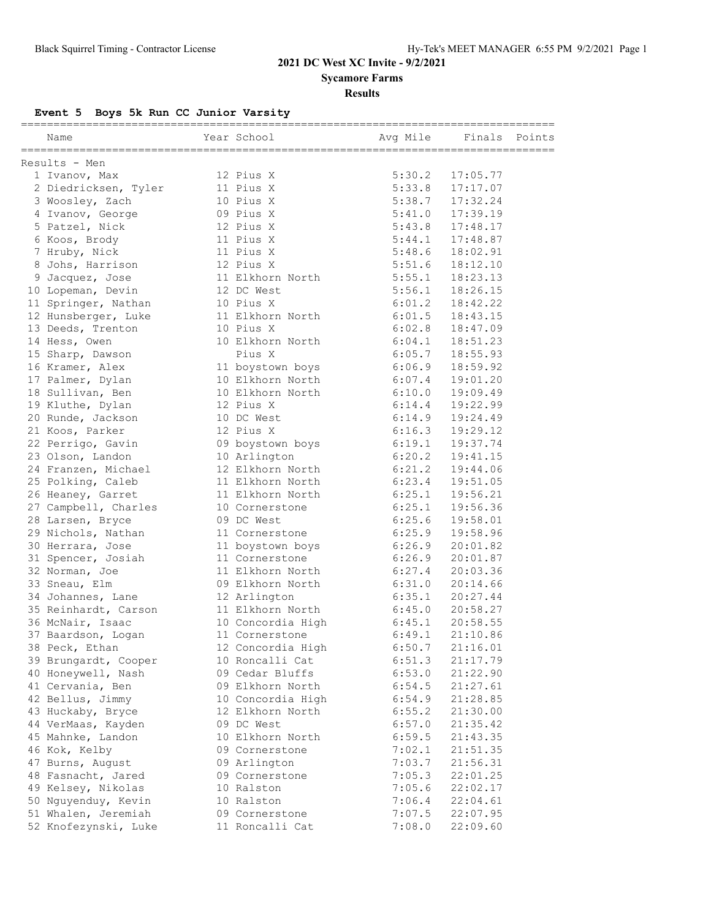**2021 DC West XC Invite - 9/2/2021**

**Sycamore Farms**

**Results**

### Event 5 Boys 5k Run CC Junior Varsity

| | Name | Year | School | Avg Mile | Finals | Points |
|---|---|---|---|---|---|---|
| **Results - Men** | | | | | | |
| 1 | Ivanov, Max | 12 | Pius X | 5:30.2 | 17:05.77 | |
| 2 | Diedricksen, Tyler | 11 | Pius X | 5:33.8 | 17:17.07 | |
| 3 | Woosley, Zach | 10 | Pius X | 5:38.7 | 17:32.24 | |
| 4 | Ivanov, George | 09 | Pius X | 5:41.0 | 17:39.19 | |
| 5 | Patzel, Nick | 12 | Pius X | 5:43.8 | 17:48.17 | |
| 6 | Koos, Brody | 11 | Pius X | 5:44.1 | 17:48.87 | |
| 7 | Hruby, Nick | 11 | Pius X | 5:48.6 | 18:02.91 | |
| 8 | Johs, Harrison | 12 | Pius X | 5:51.6 | 18:12.10 | |
| 9 | Jacquez, Jose | 11 | Elkhorn North | 5:55.1 | 18:23.13 | |
| 10 | Lopeman, Devin | 12 | DC West | 5:56.1 | 18:26.15 | |
| 11 | Springer, Nathan | 10 | Pius X | 6:01.2 | 18:42.22 | |
| 12 | Hunsberger, Luke | 11 | Elkhorn North | 6:01.5 | 18:43.15 | |
| 13 | Deeds, Trenton | 10 | Pius X | 6:02.8 | 18:47.09 | |
| 14 | Hess, Owen | 10 | Elkhorn North | 6:04.1 | 18:51.23 | |
| 15 | Sharp, Dawson | | Pius X | 6:05.7 | 18:55.93 | |
| 16 | Kramer, Alex | 11 | boystown boys | 6:06.9 | 18:59.92 | |
| 17 | Palmer, Dylan | 10 | Elkhorn North | 6:07.4 | 19:01.20 | |
| 18 | Sullivan, Ben | 10 | Elkhorn North | 6:10.0 | 19:09.49 | |
| 19 | Kluthe, Dylan | 12 | Pius X | 6:14.4 | 19:22.99 | |
| 20 | Runde, Jackson | 10 | DC West | 6:14.9 | 19:24.49 | |
| 21 | Koos, Parker | 12 | Pius X | 6:16.3 | 19:29.12 | |
| 22 | Perrigo, Gavin | 09 | boystown boys | 6:19.1 | 19:37.74 | |
| 23 | Olson, Landon | 10 | Arlington | 6:20.2 | 19:41.15 | |
| 24 | Franzen, Michael | 12 | Elkhorn North | 6:21.2 | 19:44.06 | |
| 25 | Polking, Caleb | 11 | Elkhorn North | 6:23.4 | 19:51.05 | |
| 26 | Heaney, Garret | 11 | Elkhorn North | 6:25.1 | 19:56.21 | |
| 27 | Campbell, Charles | 10 | Cornerstone | 6:25.1 | 19:56.36 | |
| 28 | Larsen, Bryce | 09 | DC West | 6:25.6 | 19:58.01 | |
| 29 | Nichols, Nathan | 11 | Cornerstone | 6:25.9 | 19:58.96 | |
| 30 | Herrara, Jose | 11 | boystown boys | 6:26.9 | 20:01.82 | |
| 31 | Spencer, Josiah | 11 | Cornerstone | 6:26.9 | 20:01.87 | |
| 32 | Norman, Joe | 11 | Elkhorn North | 6:27.4 | 20:03.36 | |
| 33 | Sneau, Elm | 09 | Elkhorn North | 6:31.0 | 20:14.66 | |
| 34 | Johannes, Lane | 12 | Arlington | 6:35.1 | 20:27.44 | |
| 35 | Reinhardt, Carson | 11 | Elkhorn North | 6:45.0 | 20:58.27 | |
| 36 | McNair, Isaac | 10 | Concordia High | 6:45.1 | 20:58.55 | |
| 37 | Baardson, Logan | 11 | Cornerstone | 6:49.1 | 21:10.86 | |
| 38 | Peck, Ethan | 12 | Concordia High | 6:50.7 | 21:16.01 | |
| 39 | Brungardt, Cooper | 10 | Roncalli Cat | 6:51.3 | 21:17.79 | |
| 40 | Honeywell, Nash | 09 | Cedar Bluffs | 6:53.0 | 21:22.90 | |
| 41 | Cervania, Ben | 09 | Elkhorn North | 6:54.5 | 21:27.61 | |
| 42 | Bellus, Jimmy | 10 | Concordia High | 6:54.9 | 21:28.85 | |
| 43 | Huckaby, Bryce | 12 | Elkhorn North | 6:55.2 | 21:30.00 | |
| 44 | VerMaas, Kayden | 09 | DC West | 6:57.0 | 21:35.42 | |
| 45 | Mahnke, Landon | 10 | Elkhorn North | 6:59.5 | 21:43.35 | |
| 46 | Kok, Kelby | 09 | Cornerstone | 7:02.1 | 21:51.35 | |
| 47 | Burns, August | 09 | Arlington | 7:03.7 | 21:56.31 | |
| 48 | Fasnacht, Jared | 09 | Cornerstone | 7:05.3 | 22:01.25 | |
| 49 | Kelsey, Nikolas | 10 | Ralston | 7:05.6 | 22:02.17 | |
| 50 | Nguyenduy, Kevin | 10 | Ralston | 7:06.4 | 22:04.61 | |
| 51 | Whalen, Jeremiah | 09 | Cornerstone | 7:07.5 | 22:07.95 | |
| 52 | Knofezynski, Luke | 11 | Roncalli Cat | 7:08.0 | 22:09.60 | |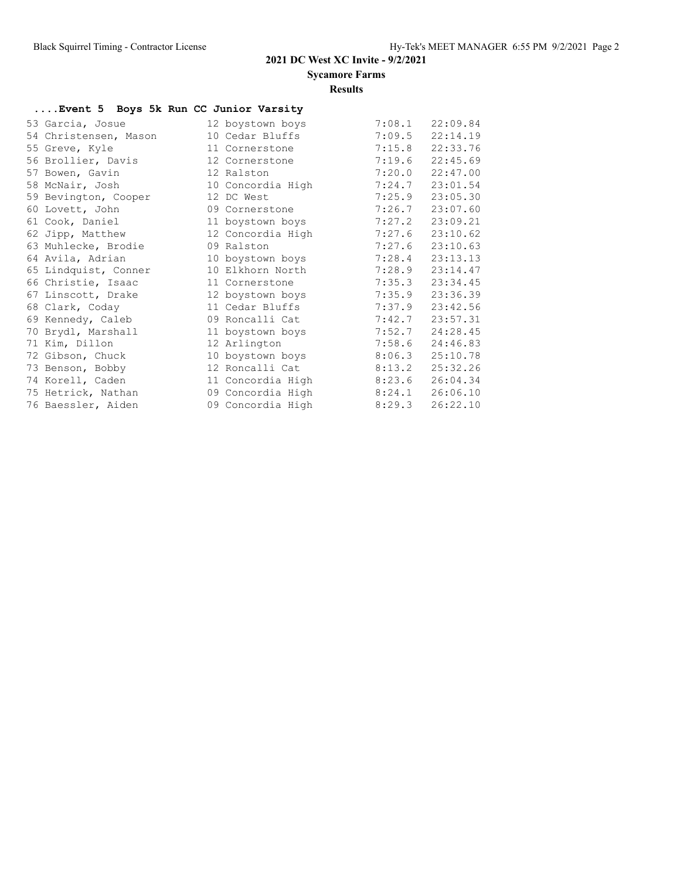## 2021 DC West XC Invite - 9/2/2021

**Sycamore Farms**

**Results**

### ....Event 5 Boys 5k Run CC Junior Varsity

| Place | Name | Yr | School | Pace | Time |
|---|---|---|---|---|---|
| 53 | Garcia, Josue | 12 | boystown boys | 7:08.1 | 22:09.84 |
| 54 | Christensen, Mason | 10 | Cedar Bluffs | 7:09.5 | 22:14.19 |
| 55 | Greve, Kyle | 11 | Cornerstone | 7:15.8 | 22:33.76 |
| 56 | Brollier, Davis | 12 | Cornerstone | 7:19.6 | 22:45.69 |
| 57 | Bowen, Gavin | 12 | Ralston | 7:20.0 | 22:47.00 |
| 58 | McNair, Josh | 10 | Concordia High | 7:24.7 | 23:01.54 |
| 59 | Bevington, Cooper | 12 | DC West | 7:25.9 | 23:05.30 |
| 60 | Lovett, John | 09 | Cornerstone | 7:26.7 | 23:07.60 |
| 61 | Cook, Daniel | 11 | boystown boys | 7:27.2 | 23:09.21 |
| 62 | Jipp, Matthew | 12 | Concordia High | 7:27.6 | 23:10.62 |
| 63 | Muhlecke, Brodie | 09 | Ralston | 7:27.6 | 23:10.63 |
| 64 | Avila, Adrian | 10 | boystown boys | 7:28.4 | 23:13.13 |
| 65 | Lindquist, Conner | 10 | Elkhorn North | 7:28.9 | 23:14.47 |
| 66 | Christie, Isaac | 11 | Cornerstone | 7:35.3 | 23:34.45 |
| 67 | Linscott, Drake | 12 | boystown boys | 7:35.9 | 23:36.39 |
| 68 | Clark, Coday | 11 | Cedar Bluffs | 7:37.9 | 23:42.56 |
| 69 | Kennedy, Caleb | 09 | Roncalli Cat | 7:42.7 | 23:57.31 |
| 70 | Brydl, Marshall | 11 | boystown boys | 7:52.7 | 24:28.45 |
| 71 | Kim, Dillon | 12 | Arlington | 7:58.6 | 24:46.83 |
| 72 | Gibson, Chuck | 10 | boystown boys | 8:06.3 | 25:10.78 |
| 73 | Benson, Bobby | 12 | Roncalli Cat | 8:13.2 | 25:32.26 |
| 74 | Korell, Caden | 11 | Concordia High | 8:23.6 | 26:04.34 |
| 75 | Hetrick, Nathan | 09 | Concordia High | 8:24.1 | 26:06.10 |
| 76 | Baessler, Aiden | 09 | Concordia High | 8:29.3 | 26:22.10 |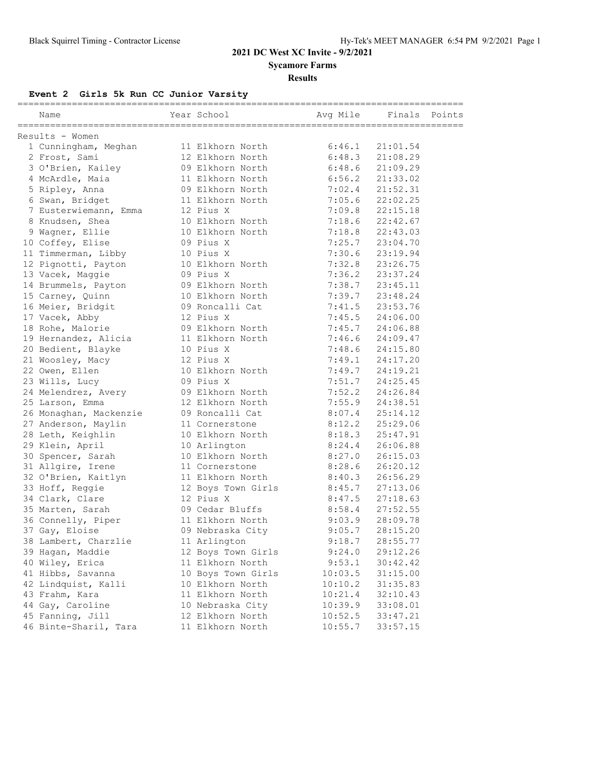## 2021 DC West XC Invite - 9/2/2021

**Sycamore Farms**

**Results**

### Event 2 Girls 5k Run CC Junior Varsity

Results - Women

| Place | Name | Year | School | Avg Mile | Finals | Points |
|---|---|---|---|---|---|---|
| 1 | Cunningham, Meghan | 11 | Elkhorn North | 6:46.1 | 21:01.54 | |
| 2 | Frost, Sami | 12 | Elkhorn North | 6:48.3 | 21:08.29 | |
| 3 | O'Brien, Kailey | 09 | Elkhorn North | 6:48.6 | 21:09.29 | |
| 4 | McArdle, Maia | 11 | Elkhorn North | 6:56.2 | 21:33.02 | |
| 5 | Ripley, Anna | 09 | Elkhorn North | 7:02.4 | 21:52.31 | |
| 6 | Swan, Bridget | 11 | Elkhorn North | 7:05.6 | 22:02.25 | |
| 7 | Eusterwiemann, Emma | 12 | Pius X | 7:09.8 | 22:15.18 | |
| 8 | Knudsen, Shea | 10 | Elkhorn North | 7:18.6 | 22:42.67 | |
| 9 | Wagner, Ellie | 10 | Elkhorn North | 7:18.8 | 22:43.03 | |
| 10 | Coffey, Elise | 09 | Pius X | 7:25.7 | 23:04.70 | |
| 11 | Timmerman, Libby | 10 | Pius X | 7:30.6 | 23:19.94 | |
| 12 | Pignotti, Payton | 10 | Elkhorn North | 7:32.8 | 23:26.75 | |
| 13 | Vacek, Maggie | 09 | Pius X | 7:36.2 | 23:37.24 | |
| 14 | Brummels, Payton | 09 | Elkhorn North | 7:38.7 | 23:45.11 | |
| 15 | Carney, Quinn | 10 | Elkhorn North | 7:39.7 | 23:48.24 | |
| 16 | Meier, Bridgit | 09 | Roncalli Cat | 7:41.5 | 23:53.76 | |
| 17 | Vacek, Abby | 12 | Pius X | 7:45.5 | 24:06.00 | |
| 18 | Rohe, Malorie | 09 | Elkhorn North | 7:45.7 | 24:06.88 | |
| 19 | Hernandez, Alicia | 11 | Elkhorn North | 7:46.6 | 24:09.47 | |
| 20 | Bedient, Blayke | 10 | Pius X | 7:48.6 | 24:15.80 | |
| 21 | Woosley, Macy | 12 | Pius X | 7:49.1 | 24:17.20 | |
| 22 | Owen, Ellen | 10 | Elkhorn North | 7:49.7 | 24:19.21 | |
| 23 | Wills, Lucy | 09 | Pius X | 7:51.7 | 24:25.45 | |
| 24 | Melendrez, Avery | 09 | Elkhorn North | 7:52.2 | 24:26.84 | |
| 25 | Larson, Emma | 12 | Elkhorn North | 7:55.9 | 24:38.51 | |
| 26 | Monaghan, Mackenzie | 09 | Roncalli Cat | 8:07.4 | 25:14.12 | |
| 27 | Anderson, Maylin | 11 | Cornerstone | 8:12.2 | 25:29.06 | |
| 28 | Leth, Keighlin | 10 | Elkhorn North | 8:18.3 | 25:47.91 | |
| 29 | Klein, April | 10 | Arlington | 8:24.4 | 26:06.88 | |
| 30 | Spencer, Sarah | 10 | Elkhorn North | 8:27.0 | 26:15.03 | |
| 31 | Allgire, Irene | 11 | Cornerstone | 8:28.6 | 26:20.12 | |
| 32 | O'Brien, Kaitlyn | 11 | Elkhorn North | 8:40.3 | 26:56.29 | |
| 33 | Hoff, Reggie | 12 | Boys Town Girls | 8:45.7 | 27:13.06 | |
| 34 | Clark, Clare | 12 | Pius X | 8:47.5 | 27:18.63 | |
| 35 | Marten, Sarah | 09 | Cedar Bluffs | 8:58.4 | 27:52.55 | |
| 36 | Connelly, Piper | 11 | Elkhorn North | 9:03.9 | 28:09.78 | |
| 37 | Gay, Eloise | 09 | Nebraska City | 9:05.7 | 28:15.20 | |
| 38 | Lambert, Charzlie | 11 | Arlington | 9:18.7 | 28:55.77 | |
| 39 | Hagan, Maddie | 12 | Boys Town Girls | 9:24.0 | 29:12.26 | |
| 40 | Wiley, Erica | 11 | Elkhorn North | 9:53.1 | 30:42.42 | |
| 41 | Hibbs, Savanna | 10 | Boys Town Girls | 10:03.5 | 31:15.00 | |
| 42 | Lindquist, Kalli | 10 | Elkhorn North | 10:10.2 | 31:35.83 | |
| 43 | Frahm, Kara | 11 | Elkhorn North | 10:21.4 | 32:10.43 | |
| 44 | Gay, Caroline | 10 | Nebraska City | 10:39.9 | 33:08.01 | |
| 45 | Fanning, Jill | 12 | Elkhorn North | 10:52.5 | 33:47.21 | |
| 46 | Binte-Sharil, Tara | 11 | Elkhorn North | 10:55.7 | 33:57.15 | |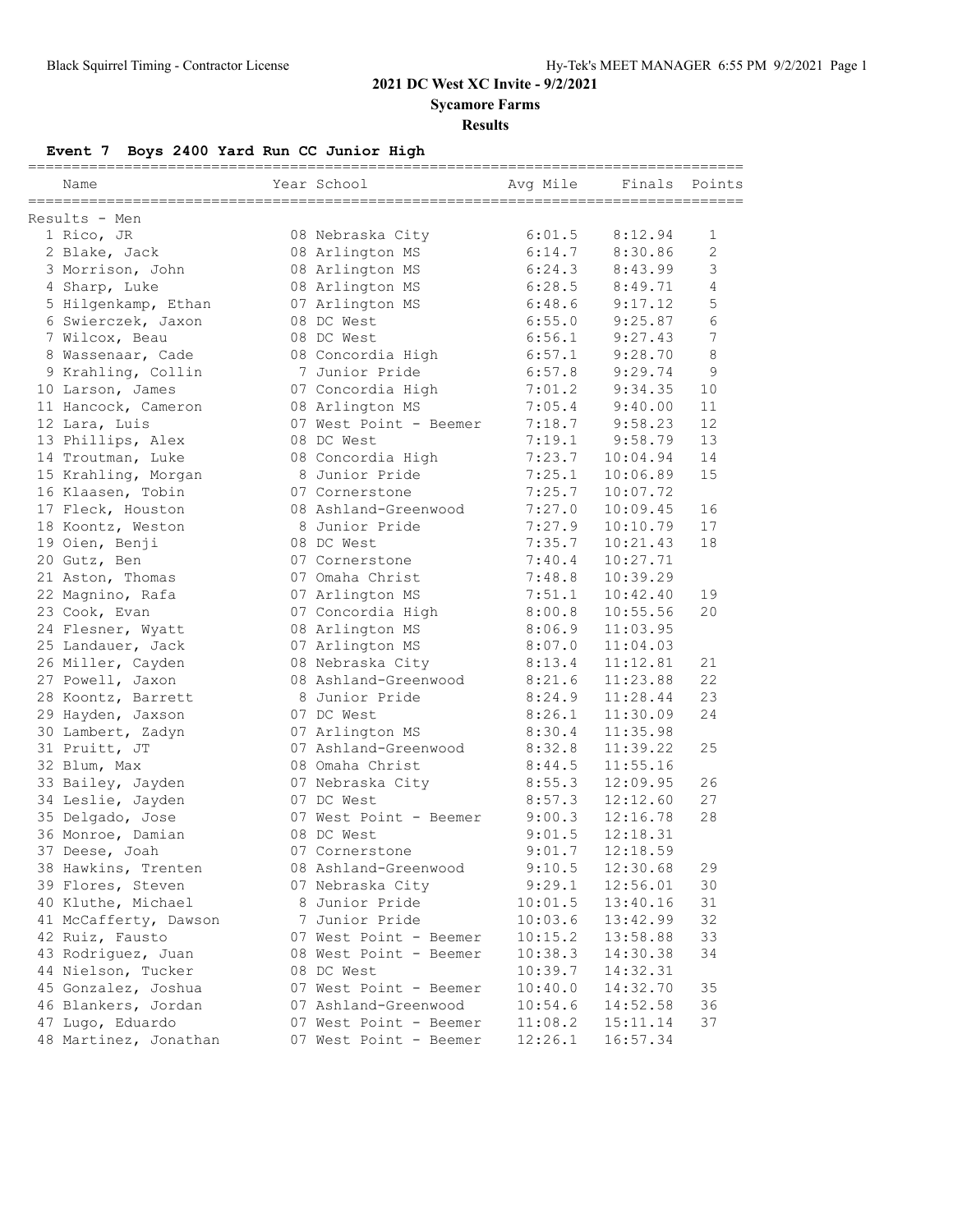**2021 DC West XC Invite - 9/2/2021**

**Sycamore Farms**

**Results**

## Event 7 Boys 2400 Yard Run CC Junior High

Results - Men

| Place | Name | Year | School | Avg Mile | Finals | Points |
|---|---|---|---|---|---|---|
| 1 | Rico, JR | 08 | Nebraska City | 6:01.5 | 8:12.94 | 1 |
| 2 | Blake, Jack | 08 | Arlington MS | 6:14.7 | 8:30.86 | 2 |
| 3 | Morrison, John | 08 | Arlington MS | 6:24.3 | 8:43.99 | 3 |
| 4 | Sharp, Luke | 08 | Arlington MS | 6:28.5 | 8:49.71 | 4 |
| 5 | Hilgenkamp, Ethan | 07 | Arlington MS | 6:48.6 | 9:17.12 | 5 |
| 6 | Swierczek, Jaxon | 08 | DC West | 6:55.0 | 9:25.87 | 6 |
| 7 | Wilcox, Beau | 08 | DC West | 6:56.1 | 9:27.43 | 7 |
| 8 | Wassenaar, Cade | 08 | Concordia High | 6:57.1 | 9:28.70 | 8 |
| 9 | Krahling, Collin | 7 | Junior Pride | 6:57.8 | 9:29.74 | 9 |
| 10 | Larson, James | 07 | Concordia High | 7:01.2 | 9:34.35 | 10 |
| 11 | Hancock, Cameron | 08 | Arlington MS | 7:05.4 | 9:40.00 | 11 |
| 12 | Lara, Luis | 07 | West Point - Beemer | 7:18.7 | 9:58.23 | 12 |
| 13 | Phillips, Alex | 08 | DC West | 7:19.1 | 9:58.79 | 13 |
| 14 | Troutman, Luke | 08 | Concordia High | 7:23.7 | 10:04.94 | 14 |
| 15 | Krahling, Morgan | 8 | Junior Pride | 7:25.1 | 10:06.89 | 15 |
| 16 | Klaassen, Tobin | 07 | Cornerstone | 7:25.7 | 10:07.72 | |
| 17 | Fleck, Houston | 08 | Ashland-Greenwood | 7:27.0 | 10:09.45 | 16 |
| 18 | Koontz, Weston | 8 | Junior Pride | 7:27.9 | 10:10.79 | 17 |
| 19 | Oien, Benji | 08 | DC West | 7:35.7 | 10:21.43 | 18 |
| 20 | Gutz, Ben | 07 | Cornerstone | 7:40.4 | 10:27.71 | |
| 21 | Aston, Thomas | 07 | Omaha Christ | 7:48.8 | 10:39.29 | |
| 22 | Magnino, Rafa | 07 | Arlington MS | 7:51.1 | 10:42.40 | 19 |
| 23 | Cook, Evan | 07 | Concordia High | 8:00.8 | 10:55.56 | 20 |
| 24 | Flesner, Wyatt | 08 | Arlington MS | 8:06.9 | 11:03.95 | |
| 25 | Landauer, Jack | 07 | Arlington MS | 8:07.0 | 11:04.03 | |
| 26 | Miller, Cayden | 08 | Nebraska City | 8:13.4 | 11:12.81 | 21 |
| 27 | Powell, Jaxon | 08 | Ashland-Greenwood | 8:21.6 | 11:23.88 | 22 |
| 28 | Koontz, Barrett | 8 | Junior Pride | 8:24.9 | 11:28.44 | 23 |
| 29 | Hayden, Jaxson | 07 | DC West | 8:26.1 | 11:30.09 | 24 |
| 30 | Lambert, Zadyn | 07 | Arlington MS | 8:30.4 | 11:35.98 | |
| 31 | Pruitt, JT | 07 | Ashland-Greenwood | 8:32.8 | 11:39.22 | 25 |
| 32 | Blum, Max | 08 | Omaha Christ | 8:44.5 | 11:55.16 | |
| 33 | Bailey, Jayden | 07 | Nebraska City | 8:55.3 | 12:09.95 | 26 |
| 34 | Leslie, Jayden | 07 | DC West | 8:57.3 | 12:12.60 | 27 |
| 35 | Delgado, Jose | 07 | West Point - Beemer | 9:00.3 | 12:16.78 | 28 |
| 36 | Monroe, Damian | 08 | DC West | 9:01.5 | 12:18.31 | |
| 37 | Deese, Joah | 07 | Cornerstone | 9:01.7 | 12:18.59 | |
| 38 | Hawkins, Trenten | 08 | Ashland-Greenwood | 9:10.5 | 12:30.68 | 29 |
| 39 | Flores, Steven | 07 | Nebraska City | 9:29.1 | 12:56.01 | 30 |
| 40 | Kluthe, Michael | 8 | Junior Pride | 10:01.5 | 13:40.16 | 31 |
| 41 | McCafferty, Dawson | 7 | Junior Pride | 10:03.6 | 13:42.99 | 32 |
| 42 | Ruiz, Fausto | 07 | West Point - Beemer | 10:15.2 | 13:58.88 | 33 |
| 43 | Rodriguez, Juan | 08 | West Point - Beemer | 10:38.3 | 14:30.38 | 34 |
| 44 | Nielson, Tucker | 08 | DC West | 10:39.7 | 14:32.31 | |
| 45 | Gonzalez, Joshua | 07 | West Point - Beemer | 10:40.0 | 14:32.70 | 35 |
| 46 | Blankers, Jordan | 07 | Ashland-Greenwood | 10:54.6 | 14:52.58 | 36 |
| 47 | Lugo, Eduardo | 07 | West Point - Beemer | 11:08.2 | 15:11.14 | 37 |
| 48 | Martinez, Jonathan | 07 | West Point - Beemer | 12:26.1 | 16:57.34 | |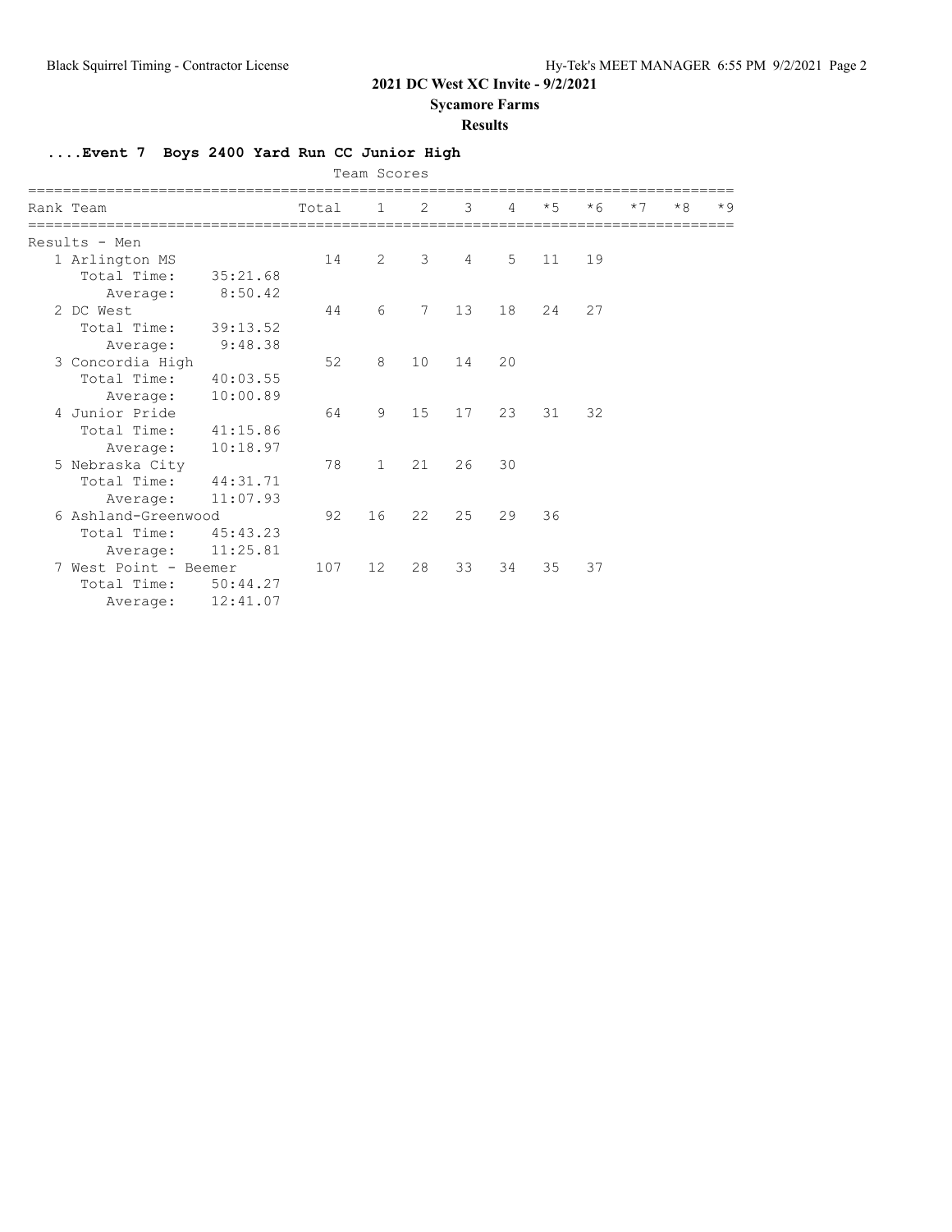# 2021 DC West XC Invite - 9/2/2021

**Sycamore Farms**

**Results**

### ....Event 7 Boys 2400 Yard Run CC Junior High

Team Scores

| Rank | Team | Total | 1 | 2 | 3 | 4 | *5 | *6 | *7 | *8 | *9 |
|---|---|---|---|---|---|---|---|---|---|---|---|
| Results - Men | | | | | | | | | | | |
| 1 | Arlington MS | 14 | 2 | 3 | 4 | 5 | 11 | 19 | | | |
| | Total Time: 35:21.68 | | | | | | | | | | |
| | Average: 8:50.42 | | | | | | | | | | |
| 2 | DC West | 44 | 6 | 7 | 13 | 18 | 24 | 27 | | | |
| | Total Time: 39:13.52 | | | | | | | | | | |
| | Average: 9:48.38 | | | | | | | | | | |
| 3 | Concordia High | 52 | 8 | 10 | 14 | 20 | | | | | |
| | Total Time: 40:03.55 | | | | | | | | | | |
| | Average: 10:00.89 | | | | | | | | | | |
| 4 | Junior Pride | 64 | 9 | 15 | 17 | 23 | 31 | 32 | | | |
| | Total Time: 41:15.86 | | | | | | | | | | |
| | Average: 10:18.97 | | | | | | | | | | |
| 5 | Nebraska City | 78 | 1 | 21 | 26 | 30 | | | | | |
| | Total Time: 44:31.71 | | | | | | | | | | |
| | Average: 11:07.93 | | | | | | | | | | |
| 6 | Ashland-Greenwood | 92 | 16 | 22 | 25 | 29 | 36 | | | | |
| | Total Time: 45:43.23 | | | | | | | | | | |
| | Average: 11:25.81 | | | | | | | | | | |
| 7 | West Point - Beemer | 107 | 12 | 28 | 33 | 34 | 35 | 37 | | | |
| | Total Time: 50:44.27 | | | | | | | | | | |
| | Average: 12:41.07 | | | | | | | | | | |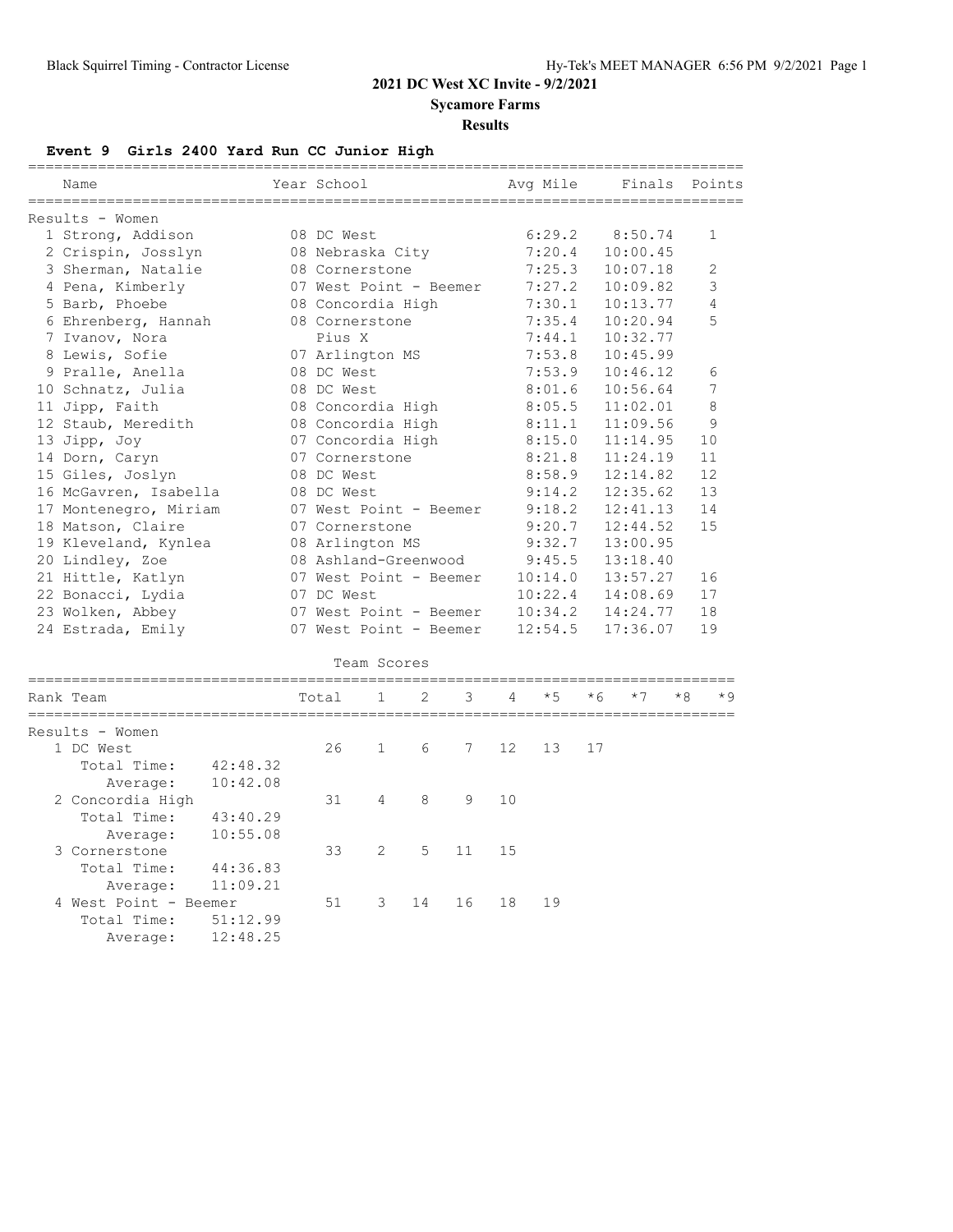## 2021 DC West XC Invite - 9/2/2021

**Sycamore Farms**

**Results**

### Event 9 Girls 2400 Yard Run CC Junior High

| | Name | Year | School | Avg Mile | Finals | Points |
|---|---|---|---|---|---|---|
| **Results - Women** | | | | | | |
| 1 | Strong, Addison | 08 | DC West | 6:29.2 | 8:50.74 | 1 |
| 2 | Crispin, Josslyn | 08 | Nebraska City | 7:20.4 | 10:00.45 | |
| 3 | Sherman, Natalie | 08 | Cornerstone | 7:25.3 | 10:07.18 | 2 |
| 4 | Pena, Kimberly | 07 | West Point - Beemer | 7:27.2 | 10:09.82 | 3 |
| 5 | Barb, Phoebe | 08 | Concordia High | 7:30.1 | 10:13.77 | 4 |
| 6 | Ehrenberg, Hannah | 08 | Cornerstone | 7:35.4 | 10:20.94 | 5 |
| 7 | Ivanov, Nora | | Pius X | 7:44.1 | 10:32.77 | |
| 8 | Lewis, Sofie | 07 | Arlington MS | 7:53.8 | 10:45.99 | |
| 9 | Pralle, Anella | 08 | DC West | 7:53.9 | 10:46.12 | 6 |
| 10 | Schnatz, Julia | 08 | DC West | 8:01.6 | 10:56.64 | 7 |
| 11 | Jipp, Faith | 08 | Concordia High | 8:05.5 | 11:02.01 | 8 |
| 12 | Staub, Meredith | 08 | Concordia High | 8:11.1 | 11:09.56 | 9 |
| 13 | Jipp, Joy | 07 | Concordia High | 8:15.0 | 11:14.95 | 10 |
| 14 | Dorn, Caryn | 07 | Cornerstone | 8:21.8 | 11:24.19 | 11 |
| 15 | Giles, Joslyn | 08 | DC West | 8:58.9 | 12:14.82 | 12 |
| 16 | McGavren, Isabella | 08 | DC West | 9:14.2 | 12:35.62 | 13 |
| 17 | Montenegro, Miriam | 07 | West Point - Beemer | 9:18.2 | 12:41.13 | 14 |
| 18 | Matson, Claire | 07 | Cornerstone | 9:20.7 | 12:44.52 | 15 |
| 19 | Kleveland, Kynlea | 08 | Arlington MS | 9:32.7 | 13:00.95 | |
| 20 | Lindley, Zoe | 08 | Ashland-Greenwood | 9:45.5 | 13:18.40 | |
| 21 | Hittle, Katlyn | 07 | West Point - Beemer | 10:14.0 | 13:57.27 | 16 |
| 22 | Bonacci, Lydia | 07 | DC West | 10:22.4 | 14:08.69 | 17 |
| 23 | Wolken, Abbey | 07 | West Point - Beemer | 10:34.2 | 14:24.77 | 18 |
| 24 | Estrada, Emily | 07 | West Point - Beemer | 12:54.5 | 17:36.07 | 19 |

**Team Scores**

| Rank | Team | Total | 1 | 2 | 3 | 4 | *5 | *6 | *7 | *8 | *9 |
|---|---|---|---|---|---|---|---|---|---|---|---|
| **Results - Women** | | | | | | | | | | | |
| 1 | DC West | 26 | 1 | 6 | 7 | 12 | 13 | 17 | | | |
| | Total Time: 42:48.32 | | | | | | | | | | |
| | Average: 10:42.08 | | | | | | | | | | |
| 2 | Concordia High | 31 | 4 | 8 | 9 | 10 | | | | | |
| | Total Time: 43:40.29 | | | | | | | | | | |
| | Average: 10:55.08 | | | | | | | | | | |
| 3 | Cornerstone | 33 | 2 | 5 | 11 | 15 | | | | | |
| | Total Time: 44:36.83 | | | | | | | | | | |
| | Average: 11:09.21 | | | | | | | | | | |
| 4 | West Point - Beemer | 51 | 3 | 14 | 16 | 18 | 19 | | | | |
| | Total Time: 51:12.99 | | | | | | | | | | |
| | Average: 12:48.25 | | | | | | | | | | |